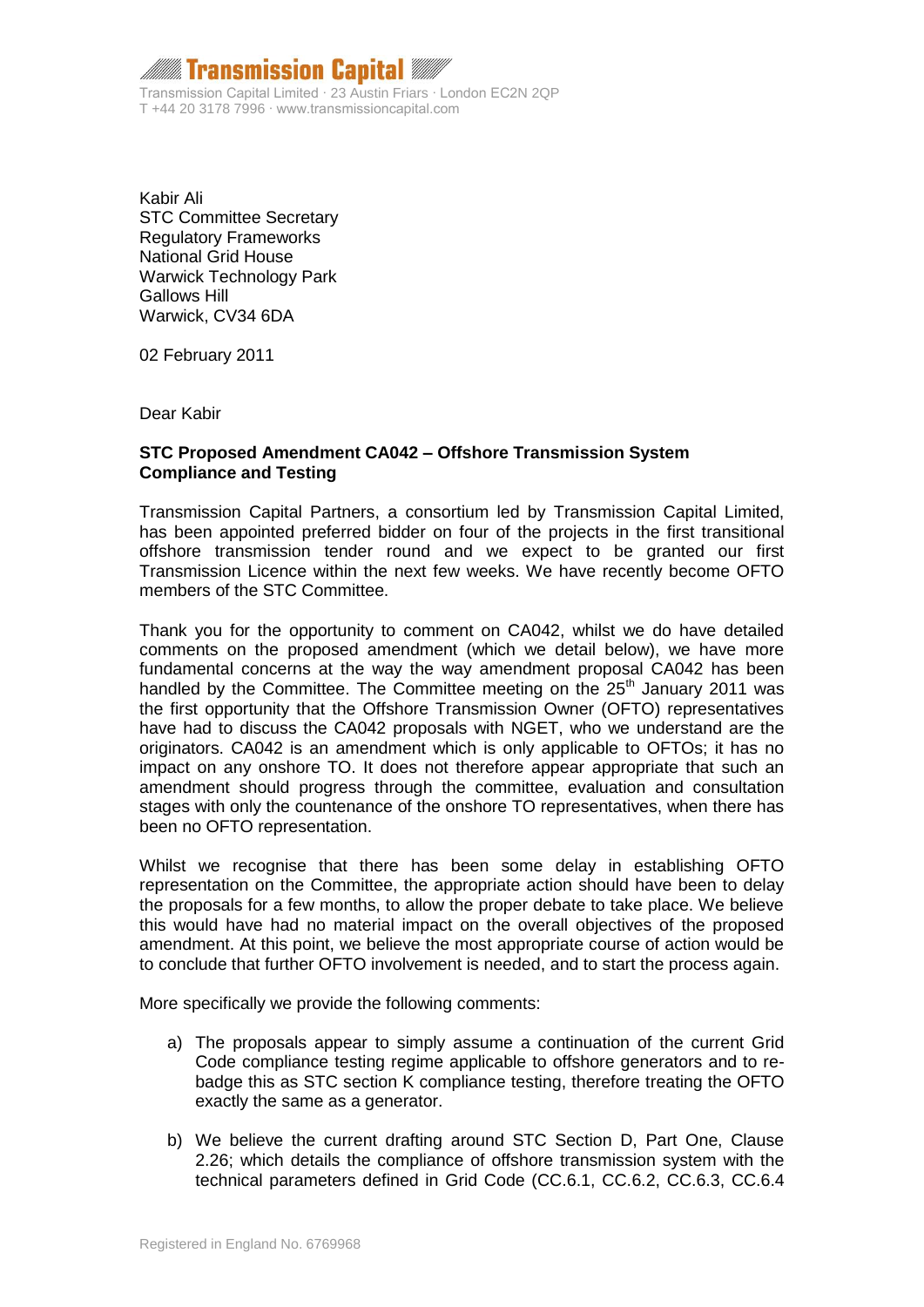**Transmission Capital**

Transmission Capital Limited · 23 Austin Friars · London EC2N 2QP
T +44 20 3178 7996 · www.transmissioncapital.com

Kabir Ali
STC Committee Secretary
Regulatory Frameworks
National Grid House
Warwick Technology Park
Gallows Hill
Warwick, CV34 6DA

02 February 2011

Dear Kabir

**STC Proposed Amendment CA042 – Offshore Transmission System Compliance and Testing**

Transmission Capital Partners, a consortium led by Transmission Capital Limited, has been appointed preferred bidder on four of the projects in the first transitional offshore transmission tender round and we expect to be granted our first Transmission Licence within the next few weeks. We have recently become OFTO members of the STC Committee.

Thank you for the opportunity to comment on CA042, whilst we do have detailed comments on the proposed amendment (which we detail below), we have more fundamental concerns at the way the way amendment proposal CA042 has been handled by the Committee. The Committee meeting on the 25th January 2011 was the first opportunity that the Offshore Transmission Owner (OFTO) representatives have had to discuss the CA042 proposals with NGET, who we understand are the originators. CA042 is an amendment which is only applicable to OFTOs; it has no impact on any onshore TO. It does not therefore appear appropriate that such an amendment should progress through the committee, evaluation and consultation stages with only the countenance of the onshore TO representatives, when there has been no OFTO representation.

Whilst we recognise that there has been some delay in establishing OFTO representation on the Committee, the appropriate action should have been to delay the proposals for a few months, to allow the proper debate to take place. We believe this would have had no material impact on the overall objectives of the proposed amendment. At this point, we believe the most appropriate course of action would be to conclude that further OFTO involvement is needed, and to start the process again.

More specifically we provide the following comments:

a) The proposals appear to simply assume a continuation of the current Grid Code compliance testing regime applicable to offshore generators and to re-badge this as STC section K compliance testing, therefore treating the OFTO exactly the same as a generator.

b) We believe the current drafting around STC Section D, Part One, Clause 2.26; which details the compliance of offshore transmission system with the technical parameters defined in Grid Code (CC.6.1, CC.6.2, CC.6.3, CC.6.4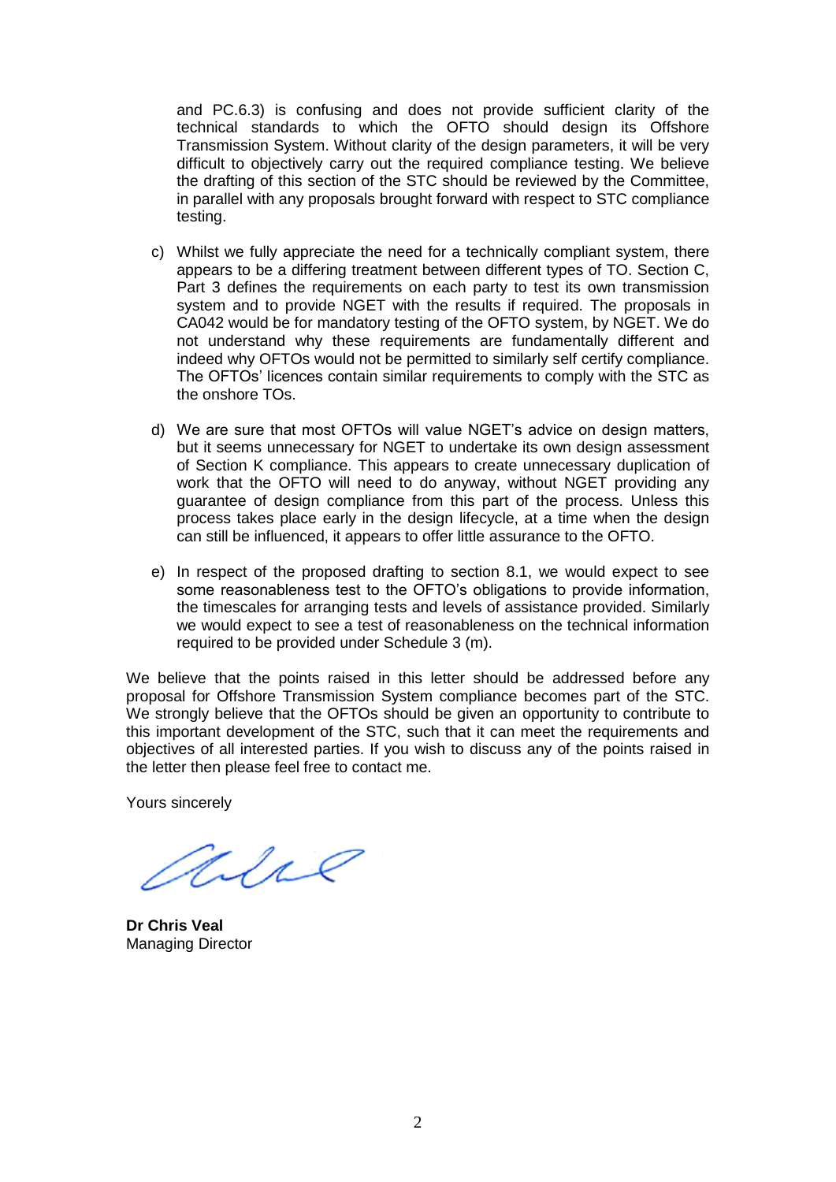and PC.6.3) is confusing and does not provide sufficient clarity of the technical standards to which the OFTO should design its Offshore Transmission System. Without clarity of the design parameters, it will be very difficult to objectively carry out the required compliance testing. We believe the drafting of this section of the STC should be reviewed by the Committee, in parallel with any proposals brought forward with respect to STC compliance testing.

c) Whilst we fully appreciate the need for a technically compliant system, there appears to be a differing treatment between different types of TO. Section C, Part 3 defines the requirements on each party to test its own transmission system and to provide NGET with the results if required. The proposals in CA042 would be for mandatory testing of the OFTO system, by NGET. We do not understand why these requirements are fundamentally different and indeed why OFTOs would not be permitted to similarly self certify compliance. The OFTOs' licences contain similar requirements to comply with the STC as the onshore TOs.

d) We are sure that most OFTOs will value NGET's advice on design matters, but it seems unnecessary for NGET to undertake its own design assessment of Section K compliance. This appears to create unnecessary duplication of work that the OFTO will need to do anyway, without NGET providing any guarantee of design compliance from this part of the process. Unless this process takes place early in the design lifecycle, at a time when the design can still be influenced, it appears to offer little assurance to the OFTO.

e) In respect of the proposed drafting to section 8.1, we would expect to see some reasonableness test to the OFTO's obligations to provide information, the timescales for arranging tests and levels of assistance provided. Similarly we would expect to see a test of reasonableness on the technical information required to be provided under Schedule 3 (m).

We believe that the points raised in this letter should be addressed before any proposal for Offshore Transmission System compliance becomes part of the STC. We strongly believe that the OFTOs should be given an opportunity to contribute to this important development of the STC, such that it can meet the requirements and objectives of all interested parties. If you wish to discuss any of the points raised in the letter then please feel free to contact me.

Yours sincerely

**Dr Chris Veal**
Managing Director